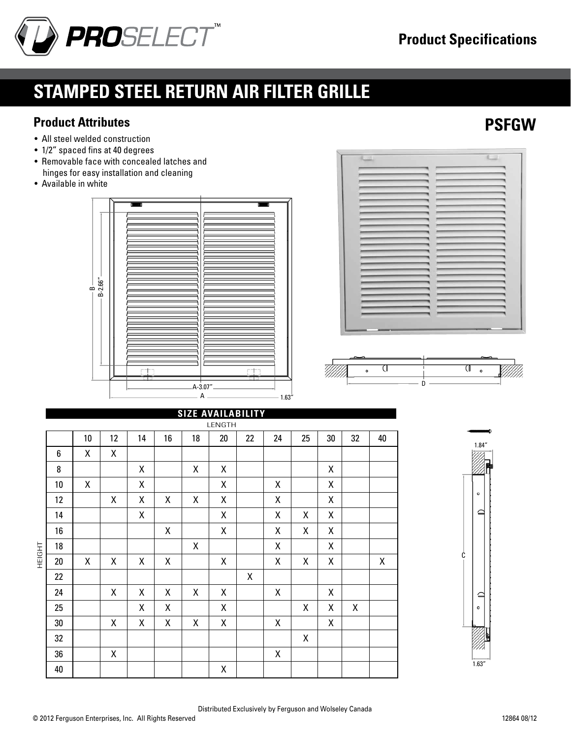# STAMPED STEEL RETURN AIR FILTER GRILLE

**Product Specifications**

## PSFGW

### Product Attributes

- All steel welded construction
- 1/2" spaced fins at 40 degrees
- Removable face with concealed latches and hinges for easy installation and cleaning
- Available in white

B
B-2.66"
A-3.07"
A
1.63"
D
1.84"
C
1.63"

### SIZE AVAILABILITY

LENGTH (columns) / HEIGHT (rows)

| | 10 | 12 | 14 | 16 | 18 | 20 | 22 | 24 | 25 | 30 | 32 | 40 |
|---|---|---|---|---|---|---|---|---|---|---|---|---|
| 6 | X | X | | | | | | | | | | |
| 8 | | | X | | X | X | | | | X | | |
| 10 | X | | X | | | X | | X | | X | | |
| 12 | | X | X | X | X | X | | X | | X | | |
| 14 | | | X | | | X | | X | X | X | | |
| 16 | | | | X | | X | | X | X | X | | |
| 18 | | | | | X | | | X | | X | | |
| 20 | X | X | X | X | | X | | X | X | X | | X |
| 22 | | | | | | | X | | | | | |
| 24 | | X | X | X | X | X | | X | | X | | |
| 25 | | | X | X | | X | | | X | X | X | |
| 30 | | X | X | X | X | X | | X | | X | | |
| 32 | | | | | | | | | X | | | |
| 36 | | X | | | | | | X | | | | |
| 40 | | | | | | X | | | | | | |

Distributed Exclusively by Ferguson and Wolseley Canada

© 2012 Ferguson Enterprises, Inc. All Rights Reserved

12864 08/12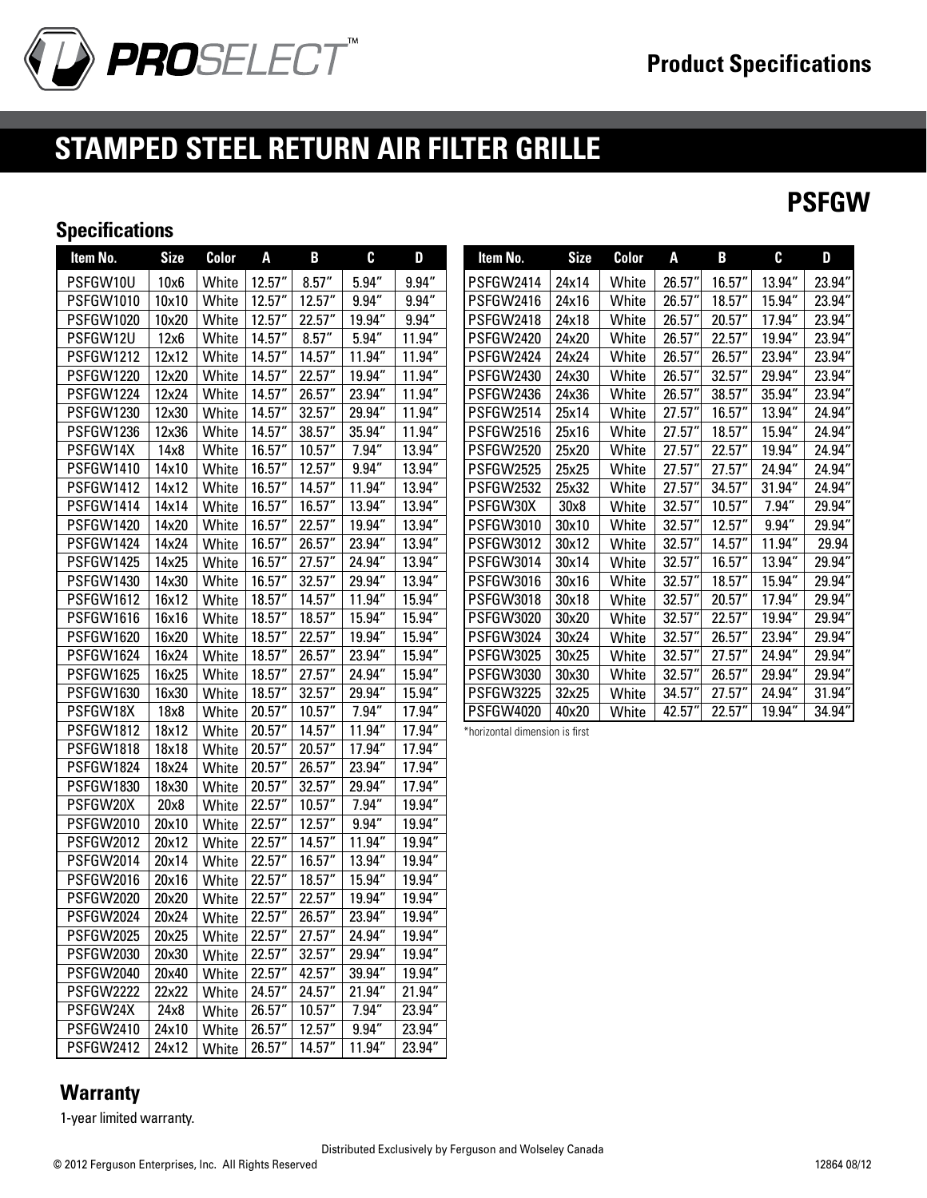PROSELECT™

**Product Specifications**

# STAMPED STEEL RETURN AIR FILTER GRILLE

## PSFGW

### Specifications

| Item No. | Size | Color | A | B | C | D |
|---|---|---|---|---|---|---|
| PSFGW10U | 10x6 | White | 12.57″ | 8.57″ | 5.94″ | 9.94″ |
| PSFGW1010 | 10x10 | White | 12.57″ | 12.57″ | 9.94″ | 9.94″ |
| PSFGW1020 | 10x20 | White | 12.57″ | 22.57″ | 19.94″ | 9.94″ |
| PSFGW12U | 12x6 | White | 14.57″ | 8.57″ | 5.94″ | 11.94″ |
| PSFGW1212 | 12x12 | White | 14.57″ | 14.57″ | 11.94″ | 11.94″ |
| PSFGW1220 | 12x20 | White | 14.57″ | 22.57″ | 19.94″ | 11.94″ |
| PSFGW1224 | 12x24 | White | 14.57″ | 26.57″ | 23.94″ | 11.94″ |
| PSFGW1230 | 12x30 | White | 14.57″ | 32.57″ | 29.94″ | 11.94″ |
| PSFGW1236 | 12x36 | White | 14.57″ | 38.57″ | 35.94″ | 11.94″ |
| PSFGW14X | 14x8 | White | 16.57″ | 10.57″ | 7.94″ | 13.94″ |
| PSFGW1410 | 14x10 | White | 16.57″ | 12.57″ | 9.94″ | 13.94″ |
| PSFGW1412 | 14x12 | White | 16.57″ | 14.57″ | 11.94″ | 13.94″ |
| PSFGW1414 | 14x14 | White | 16.57″ | 16.57″ | 13.94″ | 13.94″ |
| PSFGW1420 | 14x20 | White | 16.57″ | 22.57″ | 19.94″ | 13.94″ |
| PSFGW1424 | 14x24 | White | 16.57″ | 26.57″ | 23.94″ | 13.94″ |
| PSFGW1425 | 14x25 | White | 16.57″ | 27.57″ | 24.94″ | 13.94″ |
| PSFGW1430 | 14x30 | White | 16.57″ | 32.57″ | 29.94″ | 13.94″ |
| PSFGW1612 | 16x12 | White | 18.57″ | 14.57″ | 11.94″ | 15.94″ |
| PSFGW1616 | 16x16 | White | 18.57″ | 18.57″ | 15.94″ | 15.94″ |
| PSFGW1620 | 16x20 | White | 18.57″ | 22.57″ | 19.94″ | 15.94″ |
| PSFGW1624 | 16x24 | White | 18.57″ | 26.57″ | 23.94″ | 15.94″ |
| PSFGW1625 | 16x25 | White | 18.57″ | 27.57″ | 24.94″ | 15.94″ |
| PSFGW1630 | 16x30 | White | 18.57″ | 32.57″ | 29.94″ | 15.94″ |
| PSFGW18X | 18x8 | White | 20.57″ | 10.57″ | 7.94″ | 17.94″ |
| PSFGW1812 | 18x12 | White | 20.57″ | 14.57″ | 11.94″ | 17.94″ |
| PSFGW1818 | 18x18 | White | 20.57″ | 20.57″ | 17.94″ | 17.94″ |
| PSFGW1824 | 18x24 | White | 20.57″ | 26.57″ | 23.94″ | 17.94″ |
| PSFGW1830 | 18x30 | White | 20.57″ | 32.57″ | 29.94″ | 17.94″ |
| PSFGW20X | 20x8 | White | 22.57″ | 10.57″ | 7.94″ | 19.94″ |
| PSFGW2010 | 20x10 | White | 22.57″ | 12.57″ | 9.94″ | 19.94″ |
| PSFGW2012 | 20x12 | White | 22.57″ | 14.57″ | 11.94″ | 19.94″ |
| PSFGW2014 | 20x14 | White | 22.57″ | 16.57″ | 13.94″ | 19.94″ |
| PSFGW2016 | 20x16 | White | 22.57″ | 18.57″ | 15.94″ | 19.94″ |
| PSFGW2020 | 20x20 | White | 22.57″ | 22.57″ | 19.94″ | 19.94″ |
| PSFGW2024 | 20x24 | White | 22.57″ | 26.57″ | 23.94″ | 19.94″ |
| PSFGW2025 | 20x25 | White | 22.57″ | 27.57″ | 24.94″ | 19.94″ |
| PSFGW2030 | 20x30 | White | 22.57″ | 32.57″ | 29.94″ | 19.94″ |
| PSFGW2040 | 20x40 | White | 22.57″ | 42.57″ | 39.94″ | 19.94″ |
| PSFGW2222 | 22x22 | White | 24.57″ | 24.57″ | 21.94″ | 21.94″ |
| PSFGW24X | 24x8 | White | 26.57″ | 10.57″ | 7.94″ | 23.94″ |
| PSFGW2410 | 24x10 | White | 26.57″ | 12.57″ | 9.94″ | 23.94″ |
| PSFGW2412 | 24x12 | White | 26.57″ | 14.57″ | 11.94″ | 23.94″ |
| PSFGW2414 | 24x14 | White | 26.57″ | 16.57″ | 13.94″ | 23.94″ |
| PSFGW2416 | 24x16 | White | 26.57″ | 18.57″ | 15.94″ | 23.94″ |
| PSFGW2418 | 24x18 | White | 26.57″ | 20.57″ | 17.94″ | 23.94″ |
| PSFGW2420 | 24x20 | White | 26.57″ | 22.57″ | 19.94″ | 23.94″ |
| PSFGW2424 | 24x24 | White | 26.57″ | 26.57″ | 23.94″ | 23.94″ |
| PSFGW2430 | 24x30 | White | 26.57″ | 32.57″ | 29.94″ | 23.94″ |
| PSFGW2436 | 24x36 | White | 26.57″ | 38.57″ | 35.94″ | 23.94″ |
| PSFGW2514 | 25x14 | White | 27.57″ | 16.57″ | 13.94″ | 24.94″ |
| PSFGW2516 | 25x16 | White | 27.57″ | 18.57″ | 15.94″ | 24.94″ |
| PSFGW2520 | 25x20 | White | 27.57″ | 22.57″ | 19.94″ | 24.94″ |
| PSFGW2525 | 25x25 | White | 27.57″ | 27.57″ | 24.94″ | 24.94″ |
| PSFGW2532 | 25x32 | White | 27.57″ | 34.57″ | 31.94″ | 24.94″ |
| PSFGW30X | 30x8 | White | 32.57″ | 10.57″ | 7.94″ | 29.94″ |
| PSFGW3010 | 30x10 | White | 32.57″ | 12.57″ | 9.94″ | 29.94″ |
| PSFGW3012 | 30x12 | White | 32.57″ | 14.57″ | 11.94″ | 29.94 |
| PSFGW3014 | 30x14 | White | 32.57″ | 16.57″ | 13.94″ | 29.94″ |
| PSFGW3016 | 30x16 | White | 32.57″ | 18.57″ | 15.94″ | 29.94″ |
| PSFGW3018 | 30x18 | White | 32.57″ | 20.57″ | 17.94″ | 29.94″ |
| PSFGW3020 | 30x20 | White | 32.57″ | 22.57″ | 19.94″ | 29.94″ |
| PSFGW3024 | 30x24 | White | 32.57″ | 26.57″ | 23.94″ | 29.94″ |
| PSFGW3025 | 30x25 | White | 32.57″ | 27.57″ | 24.94″ | 29.94″ |
| PSFGW3030 | 30x30 | White | 32.57″ | 26.57″ | 29.94″ | 29.94″ |
| PSFGW3225 | 32x25 | White | 34.57″ | 27.57″ | 24.94″ | 31.94″ |
| PSFGW4020 | 40x20 | White | 42.57″ | 22.57″ | 19.94″ | 34.94″ |

*horizontal dimension is first

### Warranty

1-year limited warranty.

Distributed Exclusively by Ferguson and Wolseley Canada

© 2012 Ferguson Enterprises, Inc. All Rights Reserved

12864 08/12